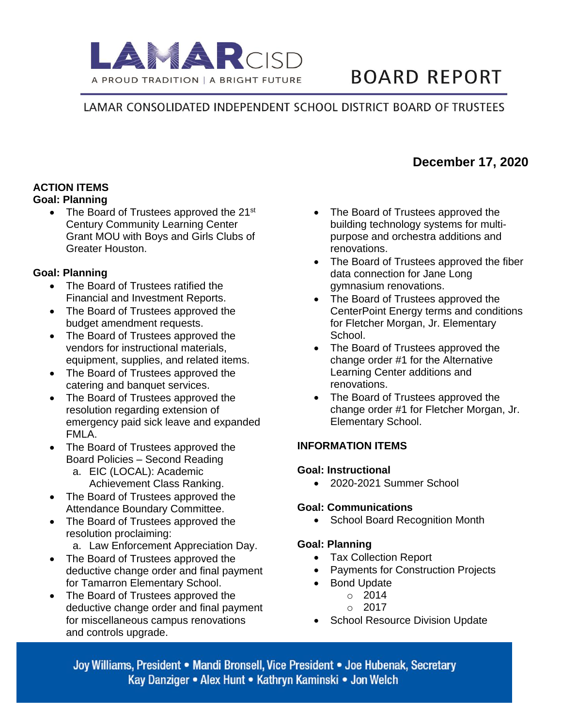# LAMAR CISD

A PROUD TRADITION | A BRIGHT FUTURE

# BOARD REPORT

LAMAR CONSOLIDATED INDEPENDENT SCHOOL DISTRICT BOARD OF TRUSTEES

**December 17, 2020**

## ACTION ITEMS

**Goal: Planning**

- The Board of Trustees approved the 21st Century Community Learning Center Grant MOU with Boys and Girls Clubs of Greater Houston.

**Goal: Planning**

- The Board of Trustees ratified the Financial and Investment Reports.
- The Board of Trustees approved the budget amendment requests.
- The Board of Trustees approved the vendors for instructional materials, equipment, supplies, and related items.
- The Board of Trustees approved the catering and banquet services.
- The Board of Trustees approved the resolution regarding extension of emergency paid sick leave and expanded FMLA.
- The Board of Trustees approved the Board Policies – Second Reading
  a. EIC (LOCAL): Academic Achievement Class Ranking.
- The Board of Trustees approved the Attendance Boundary Committee.
- The Board of Trustees approved the resolution proclaiming:
  a. Law Enforcement Appreciation Day.
- The Board of Trustees approved the deductive change order and final payment for Tamarron Elementary School.
- The Board of Trustees approved the deductive change order and final payment for miscellaneous campus renovations and controls upgrade.
- The Board of Trustees approved the building technology systems for multi-purpose and orchestra additions and renovations.
- The Board of Trustees approved the fiber data connection for Jane Long gymnasium renovations.
- The Board of Trustees approved the CenterPoint Energy terms and conditions for Fletcher Morgan, Jr. Elementary School.
- The Board of Trustees approved the change order #1 for the Alternative Learning Center additions and renovations.
- The Board of Trustees approved the change order #1 for Fletcher Morgan, Jr. Elementary School.

## INFORMATION ITEMS

**Goal: Instructional**

- 2020-2021 Summer School

**Goal: Communications**

- School Board Recognition Month

**Goal: Planning**

- Tax Collection Report
- Payments for Construction Projects
- Bond Update
  - 2014
  - 2017
- School Resource Division Update

Joy Williams, President • Mandi Bronsell, Vice President • Joe Hubenak, Secretary
Kay Danziger • Alex Hunt • Kathryn Kaminski • Jon Welch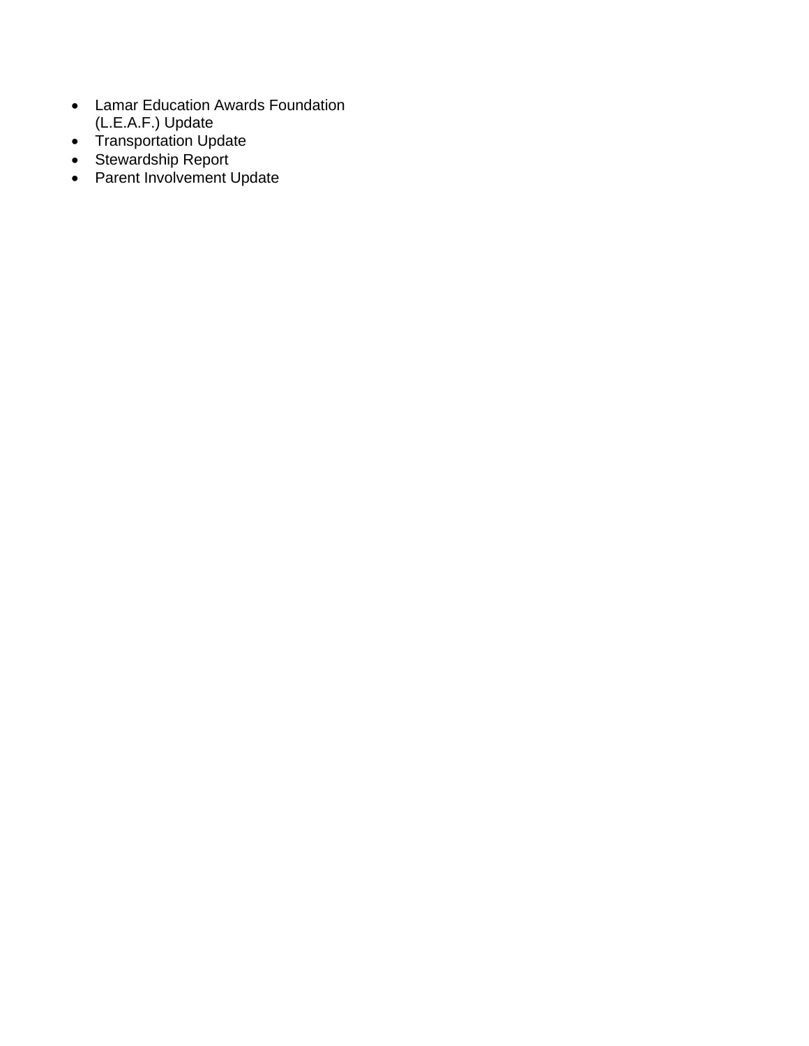- Lamar Education Awards Foundation (L.E.A.F.) Update
- Transportation Update
- Stewardship Report
- Parent Involvement Update